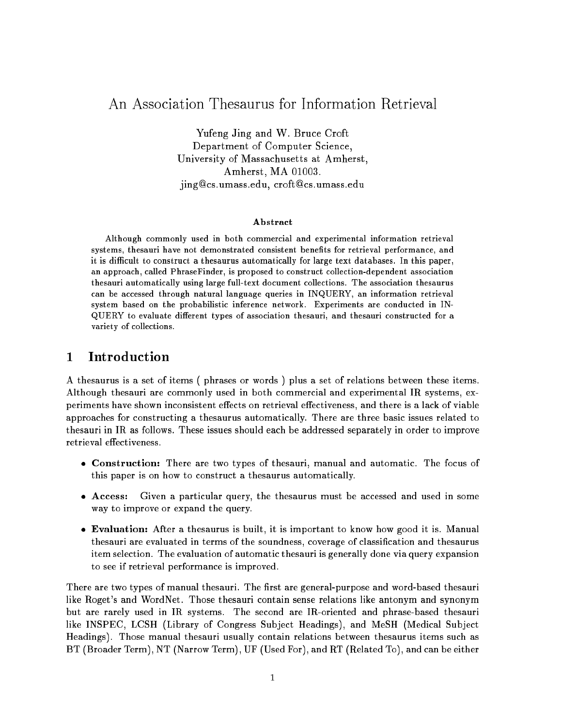# An Association Thesaurus for Information Retrieval

Yufeng Jing and W. Bruce Croft
Department of Computer Science,
University of Massachusetts at Amherst,
Amherst, MA 01003.
jing@cs.umass.edu, croft@cs.umass.edu

### Abstract

Although commonly used in both commercial and experimental information retrieval systems, thesauri have not demonstrated consistent benefits for retrieval performance, and it is difficult to construct a thesaurus automatically for large text databases. In this paper, an approach, called PhraseFinder, is proposed to construct collection-dependent association thesauri automatically using large full-text document collections. The association thesaurus can be accessed through natural language queries in INQUERY, an information retrieval system based on the probabilistic inference network. Experiments are conducted in INQUERY to evaluate different types of association thesauri, and thesauri constructed for a variety of collections.

## 1 Introduction

A thesaurus is a set of items ( phrases or words ) plus a set of relations between these items. Although thesauri are commonly used in both commercial and experimental IR systems, experiments have shown inconsistent effects on retrieval effectiveness, and there is a lack of viable approaches for constructing a thesaurus automatically. There are three basic issues related to thesauri in IR as follows. These issues should each be addressed separately in order to improve retrieval effectiveness.

- **Construction:** There are two types of thesauri, manual and automatic. The focus of this paper is on how to construct a thesaurus automatically.
- **Access:** Given a particular query, the thesaurus must be accessed and used in some way to improve or expand the query.
- **Evaluation:** After a thesaurus is built, it is important to know how good it is. Manual thesauri are evaluated in terms of the soundness, coverage of classification and thesaurus item selection. The evaluation of automatic thesauri is generally done via query expansion to see if retrieval performance is improved.

There are two types of manual thesauri. The first are general-purpose and word-based thesauri like Roget's and WordNet. Those thesauri contain sense relations like antonym and synonym but are rarely used in IR systems. The second are IR-oriented and phrase-based thesauri like INSPEC, LCSH (Library of Congress Subject Headings), and MeSH (Medical Subject Headings). Those manual thesauri usually contain relations between thesaurus items such as BT (Broader Term), NT (Narrow Term), UF (Used For), and RT (Related To), and can be either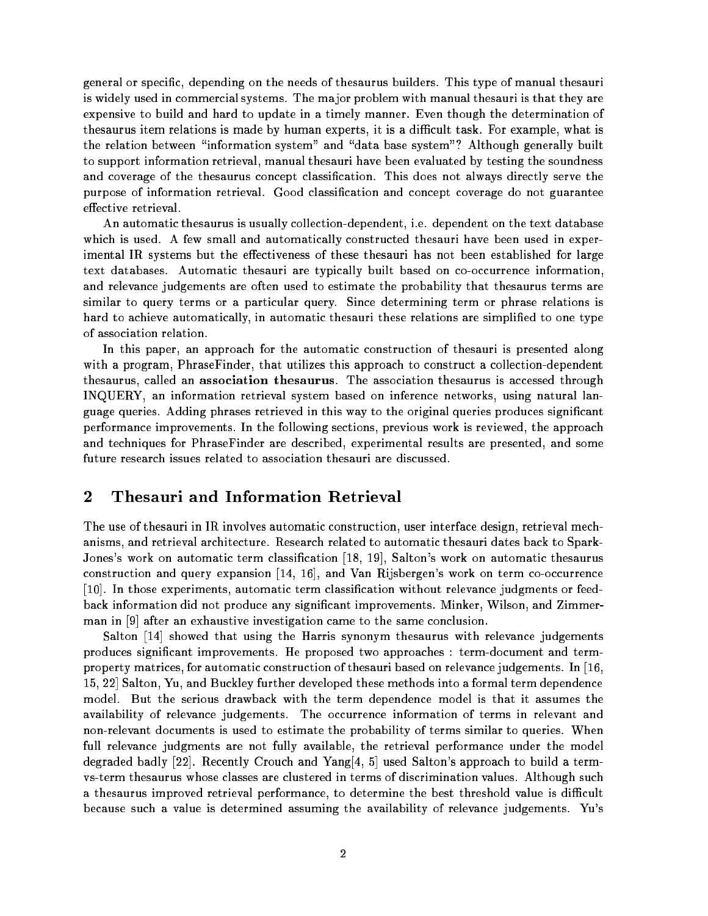general or specific, depending on the needs of thesaurus builders. This type of manual thesauri is widely used in commercial systems. The major problem with manual thesauri is that they are expensive to build and hard to update in a timely manner. Even though the determination of thesaurus item relations is made by human experts, it is a difficult task. For example, what is the relation between "information system" and "data base system"? Although generally built to support information retrieval, manual thesauri have been evaluated by testing the soundness and coverage of the thesaurus concept classification. This does not always directly serve the purpose of information retrieval. Good classification and concept coverage do not guarantee effective retrieval.

An automatic thesaurus is usually collection-dependent, i.e. dependent on the text database which is used. A few small and automatically constructed thesauri have been used in experimental IR systems but the effectiveness of these thesauri has not been established for large text databases. Automatic thesauri are typically built based on co-occurrence information, and relevance judgements are often used to estimate the probability that thesaurus terms are similar to query terms or a particular query. Since determining term or phrase relations is hard to achieve automatically, in automatic thesauri these relations are simplified to one type of association relation.

In this paper, an approach for the automatic construction of thesauri is presented along with a program, PhraseFinder, that utilizes this approach to construct a collection-dependent thesaurus, called an **association thesaurus**. The association thesaurus is accessed through INQUERY, an information retrieval system based on inference networks, using natural language queries. Adding phrases retrieved in this way to the original queries produces significant performance improvements. In the following sections, previous work is reviewed, the approach and techniques for PhraseFinder are described, experimental results are presented, and some future research issues related to association thesauri are discussed.

## 2 Thesauri and Information Retrieval

The use of thesauri in IR involves automatic construction, user interface design, retrieval mechanisms, and retrieval architecture. Research related to automatic thesauri dates back to Spark-Jones's work on automatic term classification [18, 19], Salton's work on automatic thesaurus construction and query expansion [14, 16], and Van Rijsbergen's work on term co-occurrence [10]. In those experiments, automatic term classification without relevance judgments or feedback information did not produce any significant improvements. Minker, Wilson, and Zimmerman in [9] after an exhaustive investigation came to the same conclusion.

Salton [14] showed that using the Harris synonym thesaurus with relevance judgements produces significant improvements. He proposed two approaches : term-document and term-property matrices, for automatic construction of thesauri based on relevance judgements. In [16, 15, 22] Salton, Yu, and Buckley further developed these methods into a formal term dependence model. But the serious drawback with the term dependence model is that it assumes the availability of relevance judgements. The occurrence information of terms in relevant and non-relevant documents is used to estimate the probability of terms similar to queries. When full relevance judgments are not fully available, the retrieval performance under the model degraded badly [22]. Recently Crouch and Yang[4, 5] used Salton's approach to build a term-vs-term thesaurus whose classes are clustered in terms of discrimination values. Although such a thesaurus improved retrieval performance, to determine the best threshold value is difficult because such a value is determined assuming the availability of relevance judgements. Yu's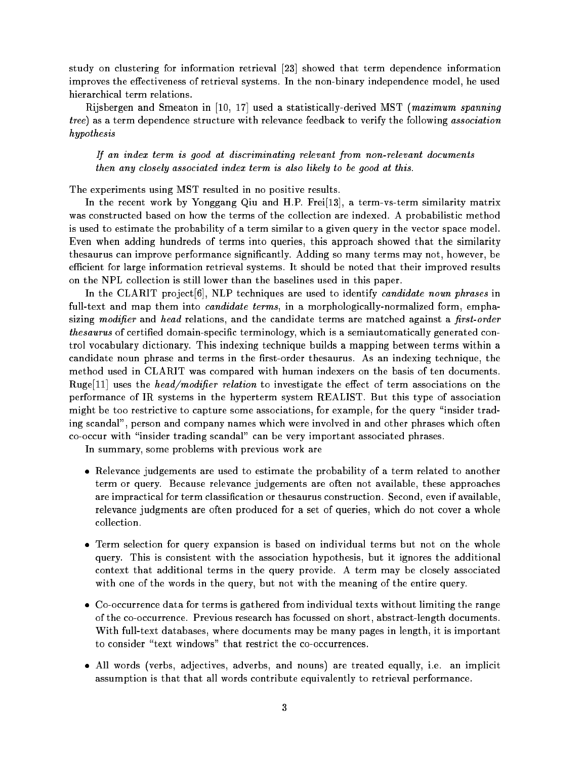study on clustering for information retrieval [23] showed that term dependence information improves the effectiveness of retrieval systems. In the non-binary independence model, he used hierarchical term relations.

Rijsbergen and Smeaton in [10, 17] used a statistically-derived MST (*maximum spanning tree*) as a term dependence structure with relevance feedback to verify the following *association hypothesis*

> *If an index term is good at discriminating relevant from non-relevant documents then any closely associated index term is also likely to be good at this.*

The experiments using MST resulted in no positive results.

In the recent work by Yonggang Qiu and H.P. Frei[13], a term-vs-term similarity matrix was constructed based on how the terms of the collection are indexed. A probabilistic method is used to estimate the probability of a term similar to a given query in the vector space model. Even when adding hundreds of terms into queries, this approach showed that the similarity thesaurus can improve performance significantly. Adding so many terms may not, however, be efficient for large information retrieval systems. It should be noted that their improved results on the NPL collection is still lower than the baselines used in this paper.

In the CLARIT project[6], NLP techniques are used to identify *candidate noun phrases* in full-text and map them into *candidate terms*, in a morphologically-normalized form, emphasizing *modifier* and *head* relations, and the candidate terms are matched against a *first-order thesaurus* of certified domain-specific terminology, which is a semiautomatically generated control vocabulary dictionary. This indexing technique builds a mapping between terms within a candidate noun phrase and terms in the first-order thesaurus. As an indexing technique, the method used in CLARIT was compared with human indexers on the basis of ten documents. Ruge[11] uses the *head/modifier relation* to investigate the effect of term associations on the performance of IR systems in the hyperterm system REALIST. But this type of association might be too restrictive to capture some associations, for example, for the query "insider trading scandal", person and company names which were involved in and other phrases which often co-occur with "insider trading scandal" can be very important associated phrases.

In summary, some problems with previous work are

- Relevance judgements are used to estimate the probability of a term related to another term or query. Because relevance judgements are often not available, these approaches are impractical for term classification or thesaurus construction. Second, even if available, relevance judgments are often produced for a set of queries, which do not cover a whole collection.
- Term selection for query expansion is based on individual terms but not on the whole query. This is consistent with the association hypothesis, but it ignores the additional context that additional terms in the query provide. A term may be closely associated with one of the words in the query, but not with the meaning of the entire query.
- Co-occurrence data for terms is gathered from individual texts without limiting the range of the co-occurrence. Previous research has focussed on short, abstract-length documents. With full-text databases, where documents may be many pages in length, it is important to consider "text windows" that restrict the co-occurrences.
- All words (verbs, adjectives, adverbs, and nouns) are treated equally, i.e. an implicit assumption is that that all words contribute equivalently to retrieval performance.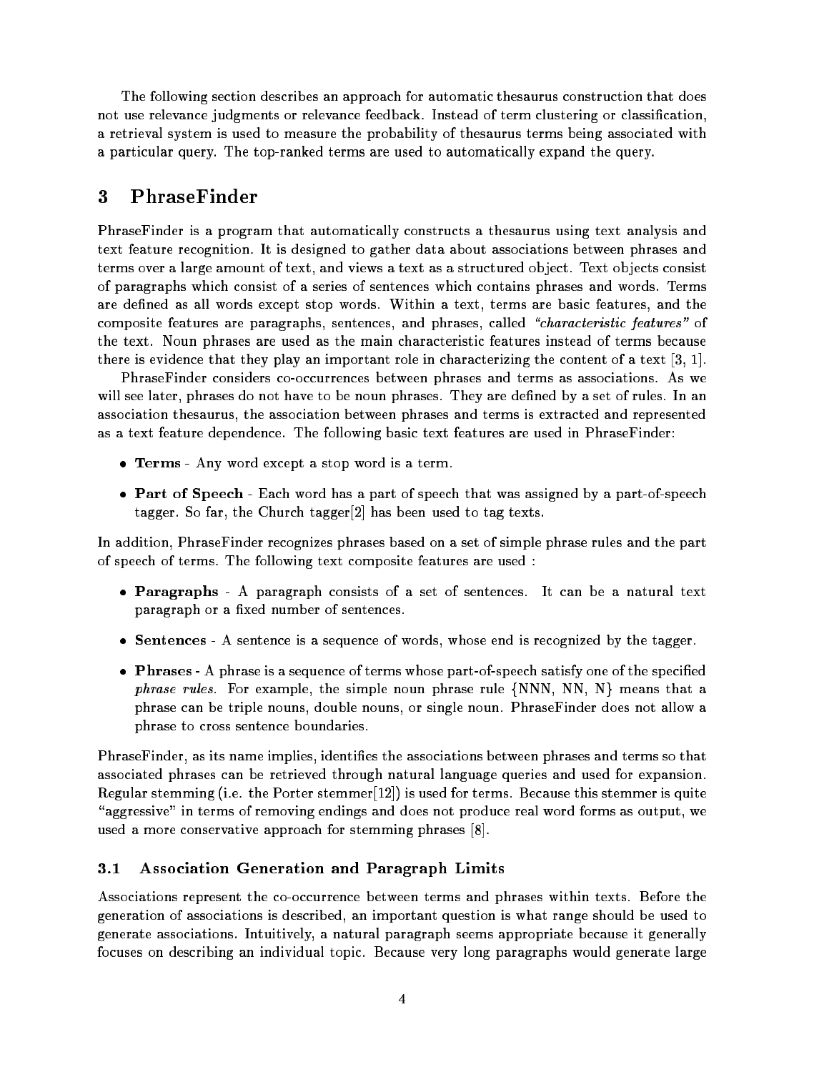The following section describes an approach for automatic thesaurus construction that does not use relevance judgments or relevance feedback. Instead of term clustering or classification, a retrieval system is used to measure the probability of thesaurus terms being associated with a particular query. The top-ranked terms are used to automatically expand the query.

# 3 PhraseFinder

PhraseFinder is a program that automatically constructs a thesaurus using text analysis and text feature recognition. It is designed to gather data about associations between phrases and terms over a large amount of text, and views a text as a structured object. Text objects consist of paragraphs which consist of a series of sentences which contains phrases and words. Terms are defined as all words except stop words. Within a text, terms are basic features, and the composite features are paragraphs, sentences, and phrases, called *"characteristic features"* of the text. Noun phrases are used as the main characteristic features instead of terms because there is evidence that they play an important role in characterizing the content of a text [3, 1].

PhraseFinder considers co-occurrences between phrases and terms as associations. As we will see later, phrases do not have to be noun phrases. They are defined by a set of rules. In an association thesaurus, the association between phrases and terms is extracted and represented as a text feature dependence. The following basic text features are used in PhraseFinder:

- **Terms** - Any word except a stop word is a term.
- **Part of Speech** - Each word has a part of speech that was assigned by a part-of-speech tagger. So far, the Church tagger[2] has been used to tag texts.

In addition, PhraseFinder recognizes phrases based on a set of simple phrase rules and the part of speech of terms. The following text composite features are used :

- **Paragraphs** - A paragraph consists of a set of sentences. It can be a natural text paragraph or a fixed number of sentences.
- **Sentences** - A sentence is a sequence of words, whose end is recognized by the tagger.
- **Phrases** - A phrase is a sequence of terms whose part-of-speech satisfy one of the specified *phrase rules*. For example, the simple noun phrase rule {NNN, NN, N} means that a phrase can be triple nouns, double nouns, or single noun. PhraseFinder does not allow a phrase to cross sentence boundaries.

PhraseFinder, as its name implies, identifies the associations between phrases and terms so that associated phrases can be retrieved through natural language queries and used for expansion. Regular stemming (i.e. the Porter stemmer[12]) is used for terms. Because this stemmer is quite "aggressive" in terms of removing endings and does not produce real word forms as output, we used a more conservative approach for stemming phrases [8].

## 3.1 Association Generation and Paragraph Limits

Associations represent the co-occurrence between terms and phrases within texts. Before the generation of associations is described, an important question is what range should be used to generate associations. Intuitively, a natural paragraph seems appropriate because it generally focuses on describing an individual topic. Because very long paragraphs would generate large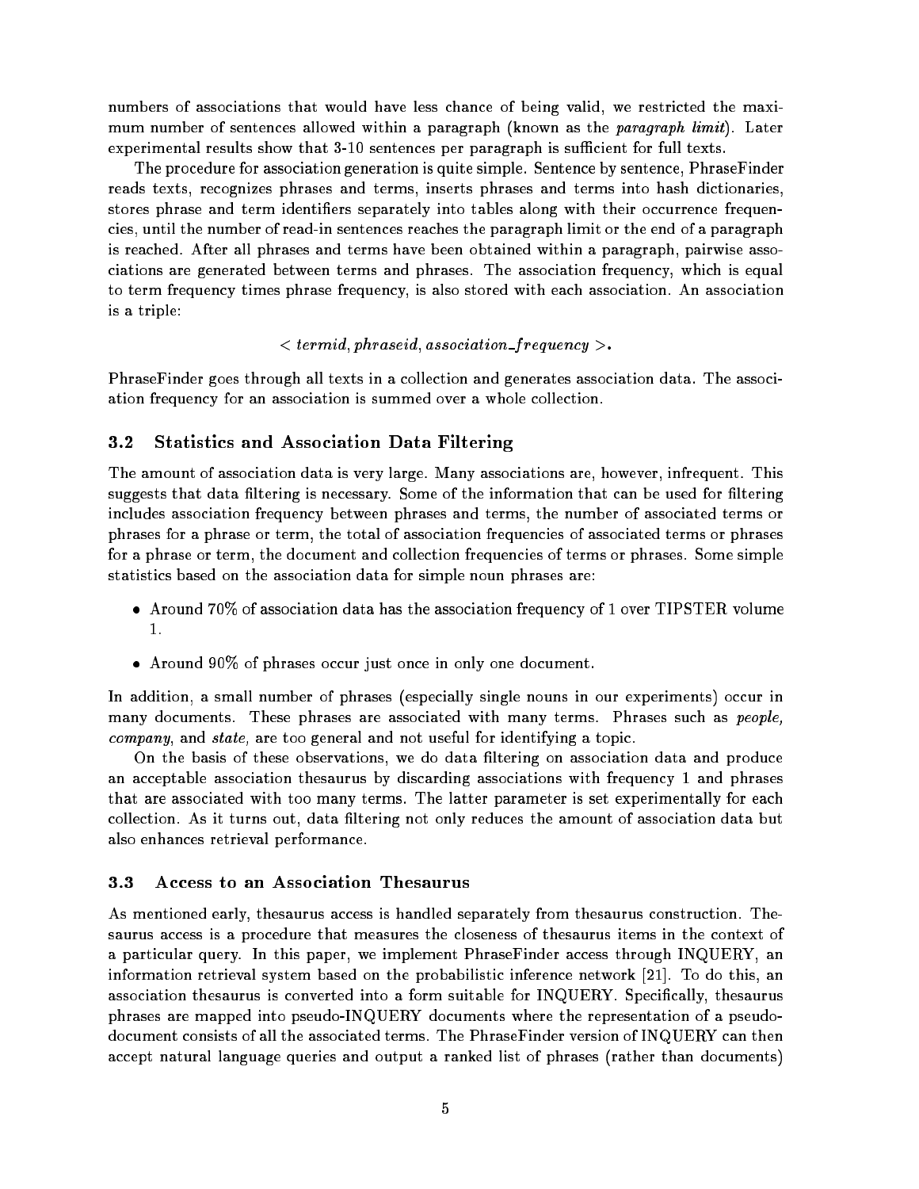numbers of associations that would have less chance of being valid, we restricted the maximum number of sentences allowed within a paragraph (known as the *paragraph limit*). Later experimental results show that 3-10 sentences per paragraph is sufficient for full texts.

The procedure for association generation is quite simple. Sentence by sentence, PhraseFinder reads texts, recognizes phrases and terms, inserts phrases and terms into hash dictionaries, stores phrase and term identifiers separately into tables along with their occurrence frequencies, until the number of read-in sentences reaches the paragraph limit or the end of a paragraph is reached. After all phrases and terms have been obtained within a paragraph, pairwise associations are generated between terms and phrases. The association frequency, which is equal to term frequency times phrase frequency, is also stored with each association. An association is a triple:

$$< termid, phraseid, association\_frequency >.$$

PhraseFinder goes through all texts in a collection and generates association data. The association frequency for an association is summed over a whole collection.

### 3.2 Statistics and Association Data Filtering

The amount of association data is very large. Many associations are, however, infrequent. This suggests that data filtering is necessary. Some of the information that can be used for filtering includes association frequency between phrases and terms, the number of associated terms or phrases for a phrase or term, the total of association frequencies of associated terms or phrases for a phrase or term, the document and collection frequencies of terms or phrases. Some simple statistics based on the association data for simple noun phrases are:

- Around 70% of association data has the association frequency of 1 over TIPSTER volume 1.
- Around 90% of phrases occur just once in only one document.

In addition, a small number of phrases (especially single nouns in our experiments) occur in many documents. These phrases are associated with many terms. Phrases such as *people, company,* and *state,* are too general and not useful for identifying a topic.

On the basis of these observations, we do data filtering on association data and produce an acceptable association thesaurus by discarding associations with frequency 1 and phrases that are associated with too many terms. The latter parameter is set experimentally for each collection. As it turns out, data filtering not only reduces the amount of association data but also enhances retrieval performance.

### 3.3 Access to an Association Thesaurus

As mentioned early, thesaurus access is handled separately from thesaurus construction. Thesaurus access is a procedure that measures the closeness of thesaurus items in the context of a particular query. In this paper, we implement PhraseFinder access through INQUERY, an information retrieval system based on the probabilistic inference network [21]. To do this, an association thesaurus is converted into a form suitable for INQUERY. Specifically, thesaurus phrases are mapped into pseudo-INQUERY documents where the representation of a pseudo-document consists of all the associated terms. The PhraseFinder version of INQUERY can then accept natural language queries and output a ranked list of phrases (rather than documents)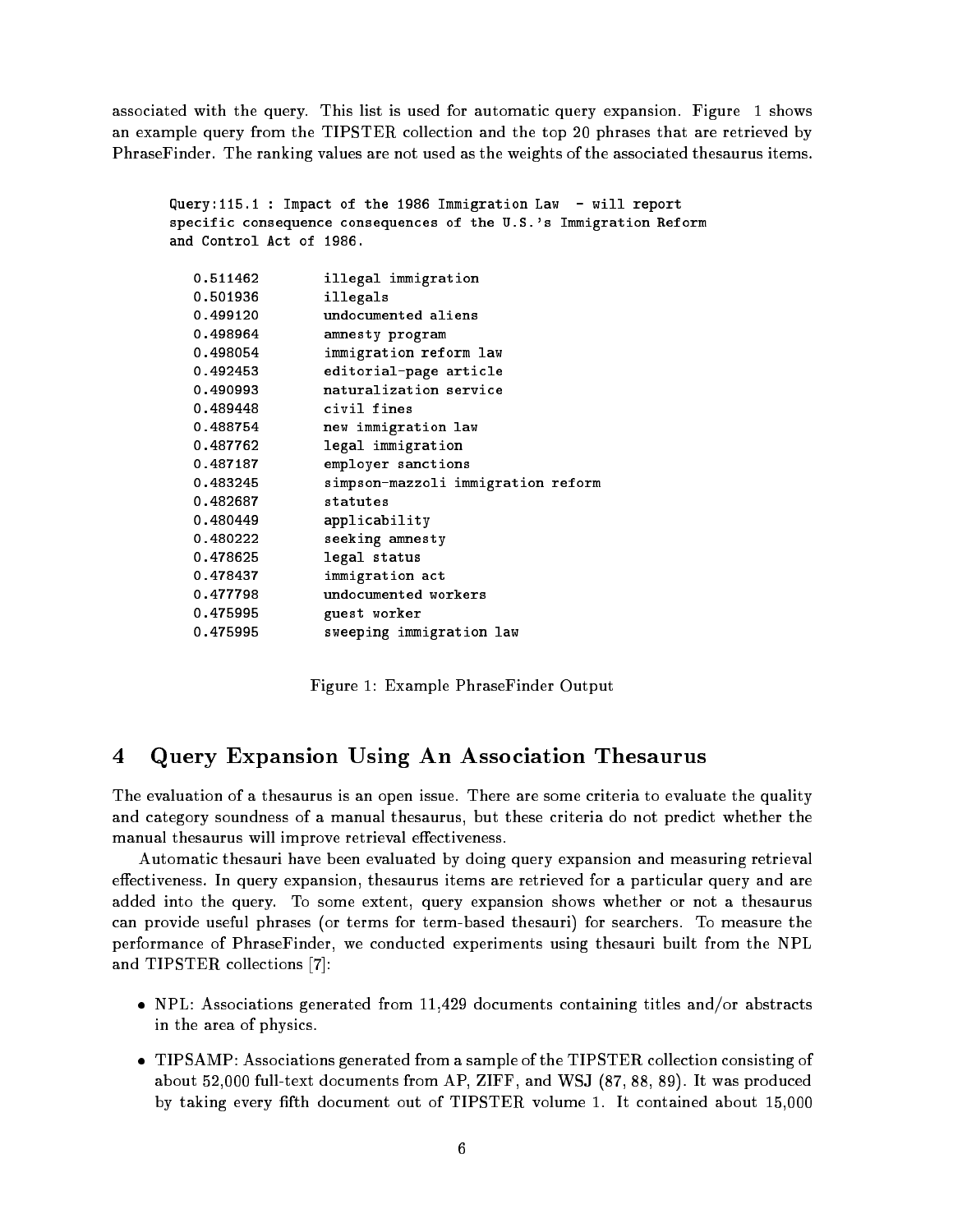associated with the query. This list is used for automatic query expansion. Figure 1 shows an example query from the TIPSTER collection and the top 20 phrases that are retrieved by PhraseFinder. The ranking values are not used as the weights of the associated thesaurus items.

```
Query:115.1 : Impact of the 1986 Immigration Law  - will report
specific consequence consequences of the U.S.'s Immigration Reform
and Control Act of 1986.

   0.511462        illegal immigration
   0.501936        illegals
   0.499120        undocumented aliens
   0.498964        amnesty program
   0.498054        immigration reform law
   0.492453        editorial-page article
   0.490993        naturalization service
   0.489448        civil fines
   0.488754        new immigration law
   0.487762        legal immigration
   0.487187        employer sanctions
   0.483245        simpson-mazzoli immigration reform
   0.482687        statutes
   0.480449        applicability
   0.480222        seeking amnesty
   0.478625        legal status
   0.478437        immigration act
   0.477798        undocumented workers
   0.475995        guest worker
   0.475995        sweeping immigration law
```

Figure 1: Example PhraseFinder Output

## 4 Query Expansion Using An Association Thesaurus

The evaluation of a thesaurus is an open issue. There are some criteria to evaluate the quality and category soundness of a manual thesaurus, but these criteria do not predict whether the manual thesaurus will improve retrieval effectiveness.

Automatic thesauri have been evaluated by doing query expansion and measuring retrieval effectiveness. In query expansion, thesaurus items are retrieved for a particular query and are added into the query. To some extent, query expansion shows whether or not a thesaurus can provide useful phrases (or terms for term-based thesauri) for searchers. To measure the performance of PhraseFinder, we conducted experiments using thesauri built from the NPL and TIPSTER collections [7]:

- NPL: Associations generated from 11,429 documents containing titles and/or abstracts in the area of physics.
- TIPSAMP: Associations generated from a sample of the TIPSTER collection consisting of about 52,000 full-text documents from AP, ZIFF, and WSJ (87, 88, 89). It was produced by taking every fifth document out of TIPSTER volume 1. It contained about 15,000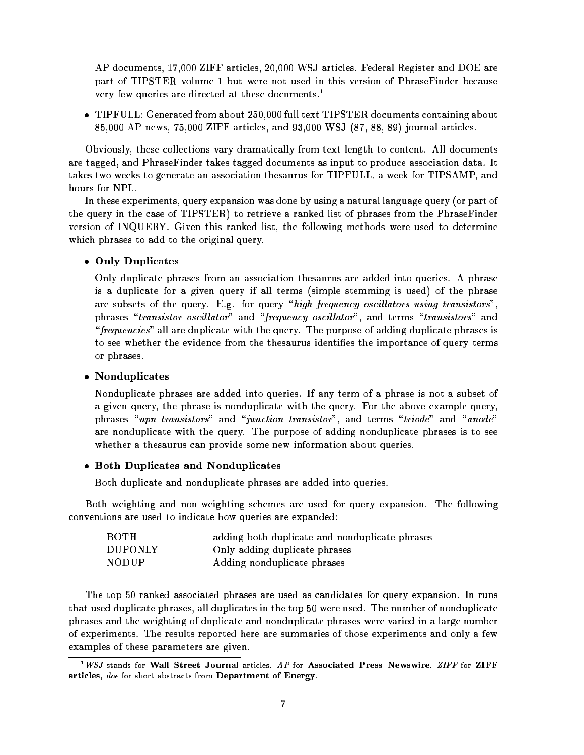AP documents, 17,000 ZIFF articles, 20,000 WSJ articles. Federal Register and DOE are part of TIPSTER volume 1 but were not used in this version of PhraseFinder because very few queries are directed at these documents.[1]

- TIPFULL: Generated from about 250,000 full text TIPSTER documents containing about 85,000 AP news, 75,000 ZIFF articles, and 93,000 WSJ (87, 88, 89) journal articles.

Obviously, these collections vary dramatically from text length to content. All documents are tagged, and PhraseFinder takes tagged documents as input to produce association data. It takes two weeks to generate an association thesaurus for TIPFULL, a week for TIPSAMP, and hours for NPL.

In these experiments, query expansion was done by using a natural language query (or part of the query in the case of TIPSTER) to retrieve a ranked list of phrases from the PhraseFinder version of INQUERY. Given this ranked list, the following methods were used to determine which phrases to add to the original query.

- **Only Duplicates**

  Only duplicate phrases from an association thesaurus are added into queries. A phrase is a duplicate for a given query if all terms (simple stemming is used) of the phrase are subsets of the query. E.g. for query "*high frequency oscillators using transistors*", phrases "*transistor oscillator*" and "*frequency oscillator*", and terms "*transistors*" and "*frequencies*" all are duplicate with the query. The purpose of adding duplicate phrases is to see whether the evidence from the thesaurus identifies the importance of query terms or phrases.

- **Nonduplicates**

  Nonduplicate phrases are added into queries. If any term of a phrase is not a subset of a given query, the phrase is nonduplicate with the query. For the above example query, phrases "*npn transistors*" and "*junction transistor*", and terms "*triode*" and "*anode*" are nonduplicate with the query. The purpose of adding nonduplicate phrases is to see whether a thesaurus can provide some new information about queries.

- **Both Duplicates and Nonduplicates**

  Both duplicate and nonduplicate phrases are added into queries.

Both weighting and non-weighting schemes are used for query expansion. The following conventions are used to indicate how queries are expanded:

| | |
|---|---|
| BOTH | adding both duplicate and nonduplicate phrases |
| DUPONLY | Only adding duplicate phrases |
| NODUP | Adding nonduplicate phrases |

The top 50 ranked associated phrases are used as candidates for query expansion. In runs that used duplicate phrases, all duplicates in the top 50 were used. The number of nonduplicate phrases and the weighting of duplicate and nonduplicate phrases were varied in a large number of experiments. The results reported here are summaries of those experiments and only a few examples of these parameters are given.

[1] *WSJ* stands for **Wall Street Journal** articles, *AP* for **Associated Press Newswire**, *ZIFF* for **ZIFF articles**, *doe* for short abstracts from **Department of Energy**.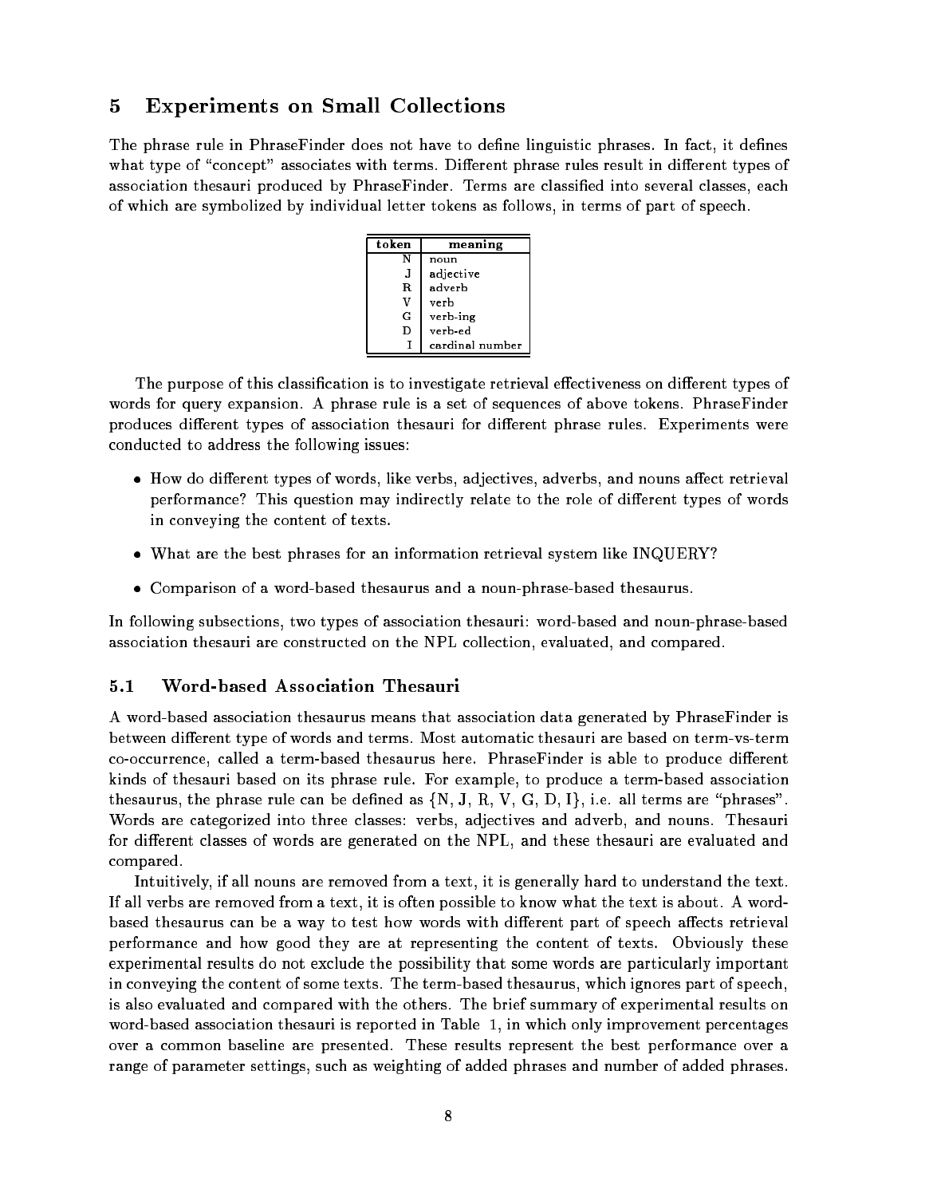## 5 Experiments on Small Collections

The phrase rule in PhraseFinder does not have to define linguistic phrases. In fact, it defines what type of "concept" associates with terms. Different phrase rules result in different types of association thesauri produced by PhraseFinder. Terms are classified into several classes, each of which are symbolized by individual letter tokens as follows, in terms of part of speech.

| token | meaning |
|---|---|
| N | noun |
| J | adjective |
| R | adverb |
| V | verb |
| G | verb-ing |
| D | verb-ed |
| I | cardinal number |

The purpose of this classification is to investigate retrieval effectiveness on different types of words for query expansion. A phrase rule is a set of sequences of above tokens. PhraseFinder produces different types of association thesauri for different phrase rules. Experiments were conducted to address the following issues:

- How do different types of words, like verbs, adjectives, adverbs, and nouns affect retrieval performance? This question may indirectly relate to the role of different types of words in conveying the content of texts.
- What are the best phrases for an information retrieval system like INQUERY?
- Comparison of a word-based thesaurus and a noun-phrase-based thesaurus.

In following subsections, two types of association thesauri: word-based and noun-phrase-based association thesauri are constructed on the NPL collection, evaluated, and compared.

### 5.1 Word-based Association Thesauri

A word-based association thesaurus means that association data generated by PhraseFinder is between different type of words and terms. Most automatic thesauri are based on term-vs-term co-occurrence, called a term-based thesaurus here. PhraseFinder is able to produce different kinds of thesauri based on its phrase rule. For example, to produce a term-based association thesaurus, the phrase rule can be defined as {N, J, R, V, G, D, I}, i.e. all terms are "phrases". Words are categorized into three classes: verbs, adjectives and adverb, and nouns. Thesauri for different classes of words are generated on the NPL, and these thesauri are evaluated and compared.

Intuitively, if all nouns are removed from a text, it is generally hard to understand the text. If all verbs are removed from a text, it is often possible to know what the text is about. A word-based thesaurus can be a way to test how words with different part of speech affects retrieval performance and how good they are at representing the content of texts. Obviously these experimental results do not exclude the possibility that some words are particularly important in conveying the content of some texts. The term-based thesaurus, which ignores part of speech, is also evaluated and compared with the others. The brief summary of experimental results on word-based association thesauri is reported in Table 1, in which only improvement percentages over a common baseline are presented. These results represent the best performance over a range of parameter settings, such as weighting of added phrases and number of added phrases.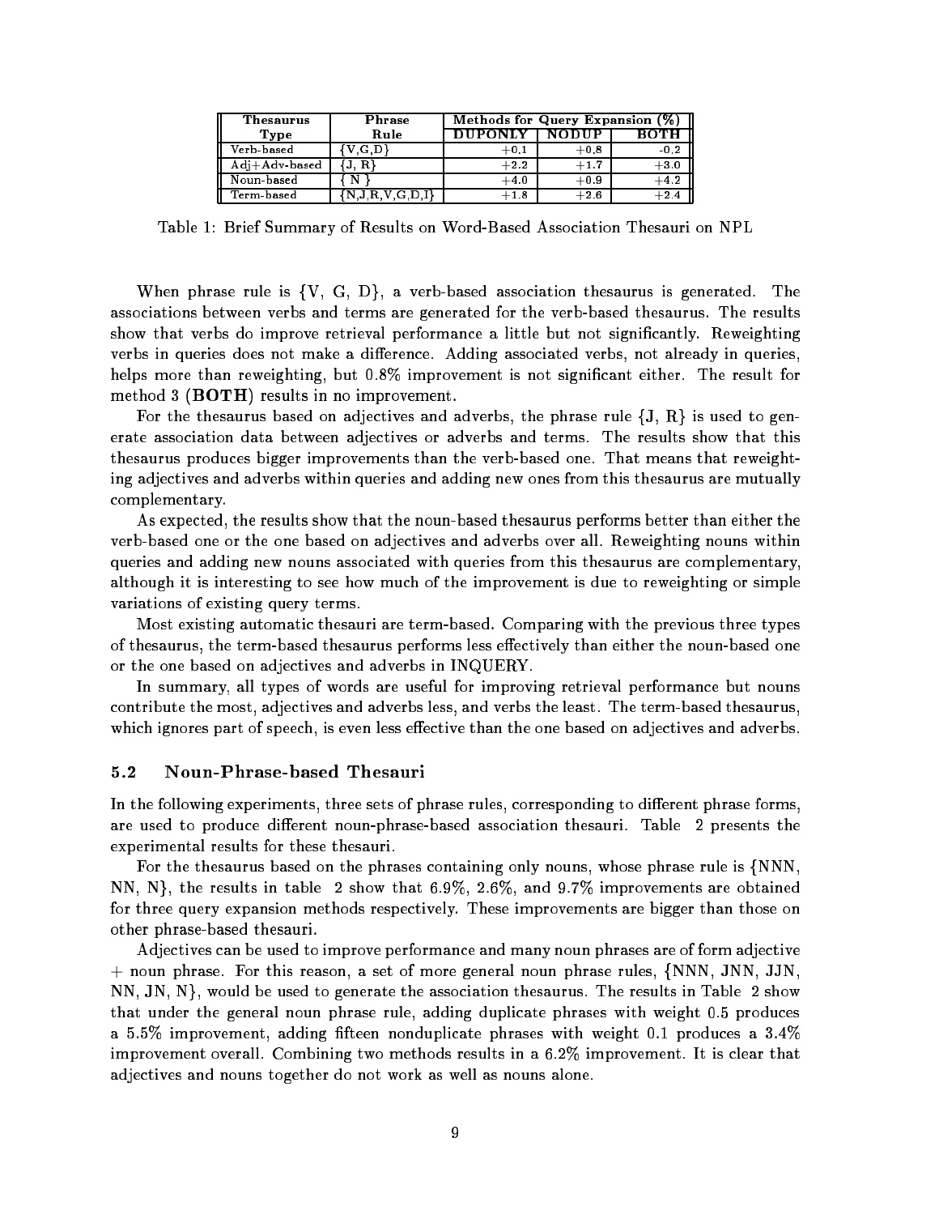| Thesaurus Type | Phrase Rule | Methods for Query Expansion (%) | | |
|---|---|---|---|---|
| | | DUPONLY | NODUP | BOTH |
| Verb-based | {V,G,D} | +0.1 | +0.8 | -0.2 |
| Adj+Adv-based | {J, R} | +2.2 | +1.7 | +3.0 |
| Noun-based | { N } | +4.0 | +0.9 | +4.2 |
| Term-based | {N,J,R,V,G,D,I} | +1.8 | +2.6 | +2.4 |

Table 1: Brief Summary of Results on Word-Based Association Thesauri on NPL

When phrase rule is {V, G, D}, a verb-based association thesaurus is generated. The associations between verbs and terms are generated for the verb-based thesaurus. The results show that verbs do improve retrieval performance a little but not significantly. Reweighting verbs in queries does not make a difference. Adding associated verbs, not already in queries, helps more than reweighting, but 0.8% improvement is not significant either. The result for method 3 (**BOTH**) results in no improvement.

For the thesaurus based on adjectives and adverbs, the phrase rule {J, R} is used to generate association data between adjectives or adverbs and terms. The results show that this thesaurus produces bigger improvements than the verb-based one. That means that reweighting adjectives and adverbs within queries and adding new ones from this thesaurus are mutually complementary.

As expected, the results show that the noun-based thesaurus performs better than either the verb-based one or the one based on adjectives and adverbs over all. Reweighting nouns within queries and adding new nouns associated with queries from this thesaurus are complementary, although it is interesting to see how much of the improvement is due to reweighting or simple variations of existing query terms.

Most existing automatic thesauri are term-based. Comparing with the previous three types of thesaurus, the term-based thesaurus performs less effectively than either the noun-based one or the one based on adjectives and adverbs in INQUERY.

In summary, all types of words are useful for improving retrieval performance but nouns contribute the most, adjectives and adverbs less, and verbs the least. The term-based thesaurus, which ignores part of speech, is even less effective than the one based on adjectives and adverbs.

### 5.2 Noun-Phrase-based Thesauri

In the following experiments, three sets of phrase rules, corresponding to different phrase forms, are used to produce different noun-phrase-based association thesauri. Table 2 presents the experimental results for these thesauri.

For the thesaurus based on the phrases containing only nouns, whose phrase rule is {NNN, NN, N}, the results in table 2 show that 6.9%, 2.6%, and 9.7% improvements are obtained for three query expansion methods respectively. These improvements are bigger than those on other phrase-based thesauri.

Adjectives can be used to improve performance and many noun phrases are of form adjective + noun phrase. For this reason, a set of more general noun phrase rules, {NNN, JNN, JJN, NN, JN, N}, would be used to generate the association thesaurus. The results in Table 2 show that under the general noun phrase rule, adding duplicate phrases with weight 0.5 produces a 5.5% improvement, adding fifteen nonduplicate phrases with weight 0.1 produces a 3.4% improvement overall. Combining two methods results in a 6.2% improvement. It is clear that adjectives and nouns together do not work as well as nouns alone.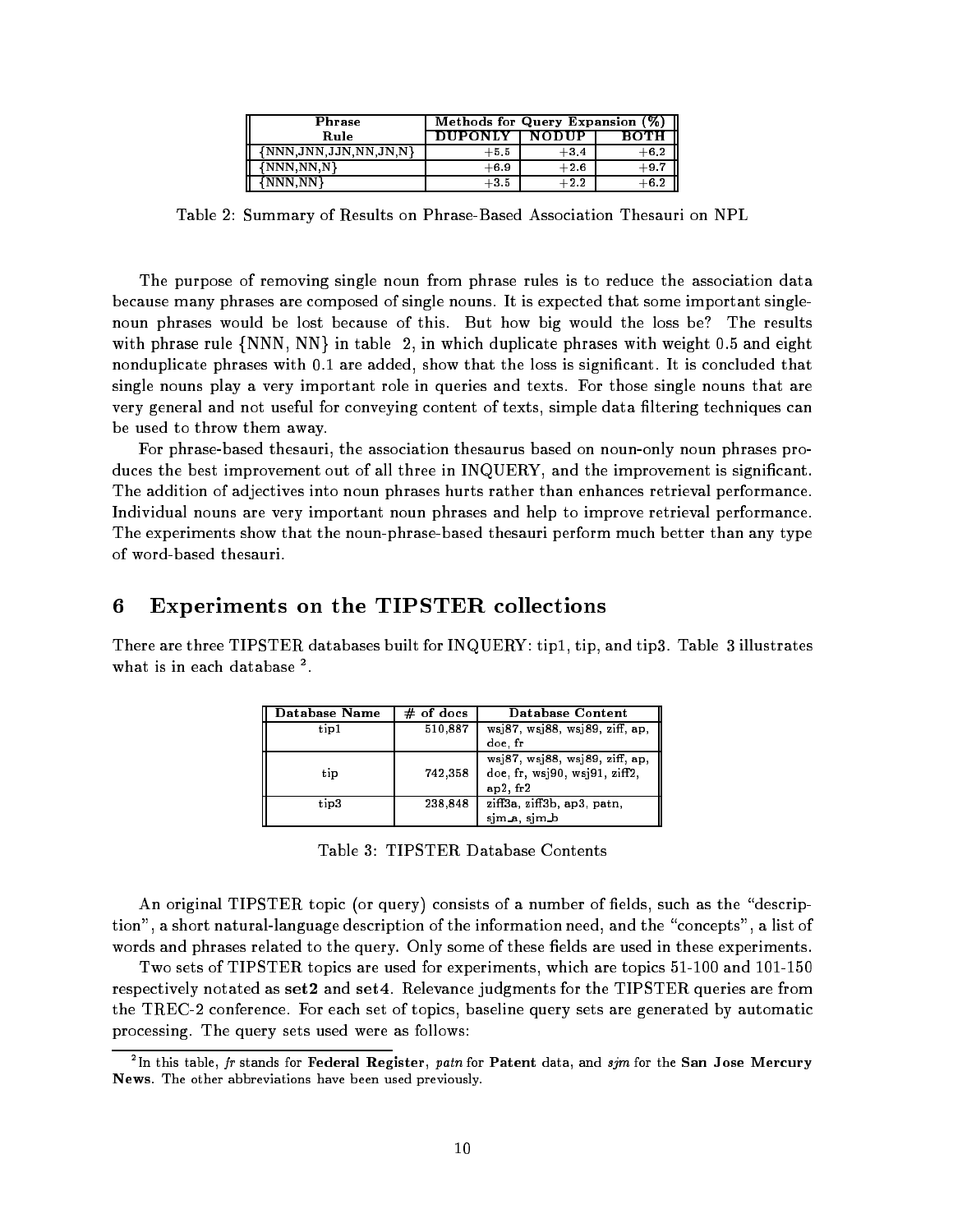| Phrase Rule | Methods for Query Expansion (%) | | |
|---|---|---|---|
| | DUPONLY | NODUP | BOTH |
| {NNN,JNN,JJN,NN,JN,N} | +5.5 | +3.4 | +6.2 |
| {NNN,NN,N} | +6.9 | +2.6 | +9.7 |
| {NNN,NN} | +3.5 | +2.2 | +6.2 |

Table 2: Summary of Results on Phrase-Based Association Thesauri on NPL

The purpose of removing single noun from phrase rules is to reduce the association data because many phrases are composed of single nouns. It is expected that some important single-noun phrases would be lost because of this. But how big would the loss be? The results with phrase rule {NNN, NN} in table 2, in which duplicate phrases with weight 0.5 and eight nonduplicate phrases with 0.1 are added, show that the loss is significant. It is concluded that single nouns play a very important role in queries and texts. For those single nouns that are very general and not useful for conveying content of texts, simple data filtering techniques can be used to throw them away.

For phrase-based thesauri, the association thesaurus based on noun-only noun phrases produces the best improvement out of all three in INQUERY, and the improvement is significant. The addition of adjectives into noun phrases hurts rather than enhances retrieval performance. Individual nouns are very important noun phrases and help to improve retrieval performance. The experiments show that the noun-phrase-based thesauri perform much better than any type of word-based thesauri.

# 6 Experiments on the TIPSTER collections

There are three TIPSTER databases built for INQUERY: tip1, tip, and tip3. Table 3 illustrates what is in each database [2].

| Database Name | # of docs | Database Content |
|---|---|---|
| tip1 | 510,887 | wsj87, wsj88, wsj89, ziff, ap, doe, fr |
| tip | 742,358 | wsj87, wsj88, wsj89, ziff, ap, doe, fr, wsj90, wsj91, ziff2, ap2, fr2 |
| tip3 | 238,848 | ziff3a, ziff3b, ap3, patn, sjm_a, sjm_b |

Table 3: TIPSTER Database Contents

An original TIPSTER topic (or query) consists of a number of fields, such as the "description", a short natural-language description of the information need, and the "concepts", a list of words and phrases related to the query. Only some of these fields are used in these experiments.

Two sets of TIPSTER topics are used for experiments, which are topics 51-100 and 101-150 respectively notated as **set2** and **set4**. Relevance judgments for the TIPSTER queries are from the TREC-2 conference. For each set of topics, baseline query sets are generated by automatic processing. The query sets used were as follows:

[2] In this table, *fr* stands for **Federal Register**, *patn* for **Patent** data, and *sjm* for the **San Jose Mercury News**. The other abbreviations have been used previously.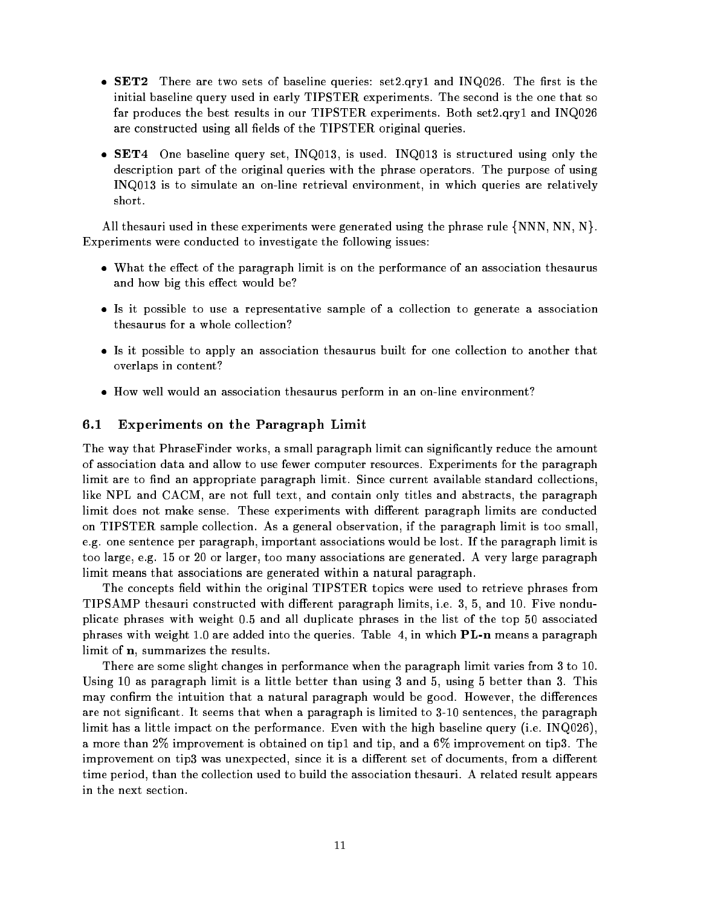- **SET2** There are two sets of baseline queries: set2.qry1 and INQ026. The first is the initial baseline query used in early TIPSTER experiments. The second is the one that so far produces the best results in our TIPSTER experiments. Both set2.qry1 and INQ026 are constructed using all fields of the TIPSTER original queries.
- **SET4** One baseline query set, INQ013, is used. INQ013 is structured using only the description part of the original queries with the phrase operators. The purpose of using INQ013 is to simulate an on-line retrieval environment, in which queries are relatively short.

All thesauri used in these experiments were generated using the phrase rule {NNN, NN, N}. Experiments were conducted to investigate the following issues:

- What the effect of the paragraph limit is on the performance of an association thesaurus and how big this effect would be?
- Is it possible to use a representative sample of a collection to generate a association thesaurus for a whole collection?
- Is it possible to apply an association thesaurus built for one collection to another that overlaps in content?
- How well would an association thesaurus perform in an on-line environment?

## 6.1 Experiments on the Paragraph Limit

The way that PhraseFinder works, a small paragraph limit can significantly reduce the amount of association data and allow to use fewer computer resources. Experiments for the paragraph limit are to find an appropriate paragraph limit. Since current available standard collections, like NPL and CACM, are not full text, and contain only titles and abstracts, the paragraph limit does not make sense. These experiments with different paragraph limits are conducted on TIPSTER sample collection. As a general observation, if the paragraph limit is too small, e.g. one sentence per paragraph, important associations would be lost. If the paragraph limit is too large, e.g. 15 or 20 or larger, too many associations are generated. A very large paragraph limit means that associations are generated within a natural paragraph.

The concepts field within the original TIPSTER topics were used to retrieve phrases from TIPSAMP thesauri constructed with different paragraph limits, i.e. 3, 5, and 10. Five nonduplicate phrases with weight 0.5 and all duplicate phrases in the list of the top 50 associated phrases with weight 1.0 are added into the queries. Table 4, in which **PL-n** means a paragraph limit of **n**, summarizes the results.

There are some slight changes in performance when the paragraph limit varies from 3 to 10. Using 10 as paragraph limit is a little better than using 3 and 5, using 5 better than 3. This may confirm the intuition that a natural paragraph would be good. However, the differences are not significant. It seems that when a paragraph is limited to 3-10 sentences, the paragraph limit has a little impact on the performance. Even with the high baseline query (i.e. INQ026), a more than 2% improvement is obtained on tip1 and tip, and a 6% improvement on tip3. The improvement on tip3 was unexpected, since it is a different set of documents, from a different time period, than the collection used to build the association thesauri. A related result appears in the next section.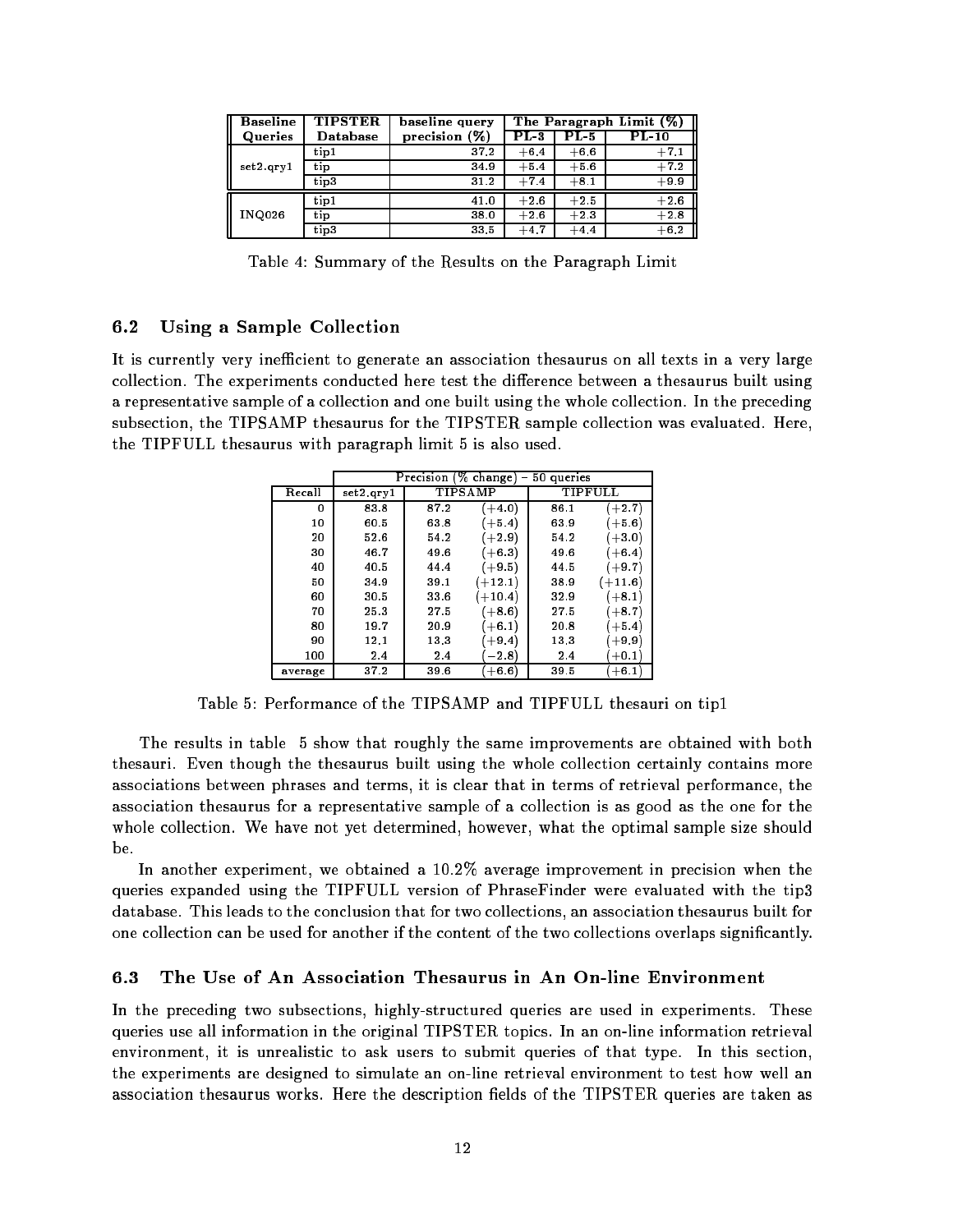| Baseline Queries | TIPSTER Database | baseline query precision (%) | The Paragraph Limit (%) | | |
|---|---|---|---|---|---|
| | | | PL-3 | PL-5 | PL-10 |
| set2.qry1 | tip1 | 37.2 | +6.4 | +6.6 | +7.1 |
| | tip | 34.9 | +5.4 | +5.6 | +7.2 |
| | tip3 | 31.2 | +7.4 | +8.1 | +9.9 |
| INQ026 | tip1 | 41.0 | +2.6 | +2.5 | +2.6 |
| | tip | 38.0 | +2.6 | +2.3 | +2.8 |
| | tip3 | 33.5 | +4.7 | +4.4 | +6.2 |

Table 4: Summary of the Results on the Paragraph Limit

## 6.2 Using a Sample Collection

It is currently very inefficient to generate an association thesaurus on all texts in a very large collection. The experiments conducted here test the difference between a thesaurus built using a representative sample of a collection and one built using the whole collection. In the preceding subsection, the TIPSAMP thesaurus for the TIPSTER sample collection was evaluated. Here, the TIPFULL thesaurus with paragraph limit 5 is also used.

| | Precision (% change) – 50 queries | | | | |
|---|---|---|---|---|---|
| Recall | set2.qry1 | TIPSAMP | | TIPFULL | |
| 0 | 83.8 | 87.2 | (+4.0) | 86.1 | (+2.7) |
| 10 | 60.5 | 63.8 | (+5.4) | 63.9 | (+5.6) |
| 20 | 52.6 | 54.2 | (+2.9) | 54.2 | (+3.0) |
| 30 | 46.7 | 49.6 | (+6.3) | 49.6 | (+6.4) |
| 40 | 40.5 | 44.4 | (+9.5) | 44.5 | (+9.7) |
| 50 | 34.9 | 39.1 | (+12.1) | 38.9 | (+11.6) |
| 60 | 30.5 | 33.6 | (+10.4) | 32.9 | (+8.1) |
| 70 | 25.3 | 27.5 | (+8.6) | 27.5 | (+8.7) |
| 80 | 19.7 | 20.9 | (+6.1) | 20.8 | (+5.4) |
| 90 | 12.1 | 13.3 | (+9.4) | 13.3 | (+9.9) |
| 100 | 2.4 | 2.4 | (−2.8) | 2.4 | (+0.1) |
| average | 37.2 | 39.6 | (+6.6) | 39.5 | (+6.1) |

Table 5: Performance of the TIPSAMP and TIPFULL thesauri on tip1

The results in table 5 show that roughly the same improvements are obtained with both thesauri. Even though the thesaurus built using the whole collection certainly contains more associations between phrases and terms, it is clear that in terms of retrieval performance, the association thesaurus for a representative sample of a collection is as good as the one for the whole collection. We have not yet determined, however, what the optimal sample size should be.

In another experiment, we obtained a 10.2% average improvement in precision when the queries expanded using the TIPFULL version of PhraseFinder were evaluated with the tip3 database. This leads to the conclusion that for two collections, an association thesaurus built for one collection can be used for another if the content of the two collections overlaps significantly.

## 6.3 The Use of An Association Thesaurus in An On-line Environment

In the preceding two subsections, highly-structured queries are used in experiments. These queries use all information in the original TIPSTER topics. In an on-line information retrieval environment, it is unrealistic to ask users to submit queries of that type. In this section, the experiments are designed to simulate an on-line retrieval environment to test how well an association thesaurus works. Here the description fields of the TIPSTER queries are taken as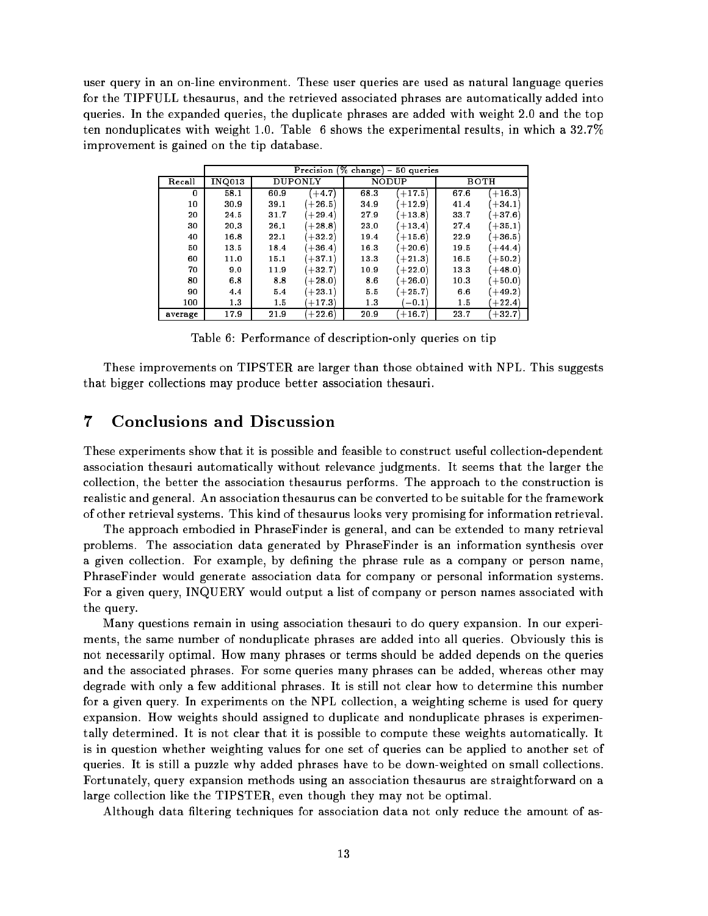user query in an on-line environment. These user queries are used as natural language queries for the TIPFULL thesaurus, and the retrieved associated phrases are automatically added into queries. In the expanded queries, the duplicate phrases are added with weight 2.0 and the top ten nonduplicates with weight 1.0. Table 6 shows the experimental results, in which a 32.7% improvement is gained on the tip database.

| | Precision (% change) – 50 queries | | | | | | |
|---|---|---|---|---|---|---|---|
| Recall | INQ013 | DUPONLY | | NODUP | | BOTH | |
| 0 | 58.1 | 60.9 | (+4.7) | 68.3 | (+17.5) | 67.6 | (+16.3) |
| 10 | 30.9 | 39.1 | (+26.5) | 34.9 | (+12.9) | 41.4 | (+34.1) |
| 20 | 24.5 | 31.7 | (+29.4) | 27.9 | (+13.8) | 33.7 | (+37.6) |
| 30 | 20.3 | 26.1 | (+28.8) | 23.0 | (+13.4) | 27.4 | (+35.1) |
| 40 | 16.8 | 22.1 | (+32.2) | 19.4 | (+15.6) | 22.9 | (+36.5) |
| 50 | 13.5 | 18.4 | (+36.4) | 16.3 | (+20.6) | 19.5 | (+44.4) |
| 60 | 11.0 | 15.1 | (+37.1) | 13.3 | (+21.3) | 16.5 | (+50.2) |
| 70 | 9.0 | 11.9 | (+32.7) | 10.9 | (+22.0) | 13.3 | (+48.0) |
| 80 | 6.8 | 8.8 | (+28.0) | 8.6 | (+26.0) | 10.3 | (+50.0) |
| 90 | 4.4 | 5.4 | (+23.1) | 5.5 | (+25.7) | 6.6 | (+49.2) |
| 100 | 1.3 | 1.5 | (+17.3) | 1.3 | (−0.1) | 1.5 | (+22.4) |
| average | 17.9 | 21.9 | (+22.6) | 20.9 | (+16.7) | 23.7 | (+32.7) |

Table 6: Performance of description-only queries on tip

These improvements on TIPSTER are larger than those obtained with NPL. This suggests that bigger collections may produce better association thesauri.

## 7 Conclusions and Discussion

These experiments show that it is possible and feasible to construct useful collection-dependent association thesauri automatically without relevance judgments. It seems that the larger the collection, the better the association thesaurus performs. The approach to the construction is realistic and general. An association thesaurus can be converted to be suitable for the framework of other retrieval systems. This kind of thesaurus looks very promising for information retrieval.

The approach embodied in PhraseFinder is general, and can be extended to many retrieval problems. The association data generated by PhraseFinder is an information synthesis over a given collection. For example, by defining the phrase rule as a company or person name, PhraseFinder would generate association data for company or personal information systems. For a given query, INQUERY would output a list of company or person names associated with the query.

Many questions remain in using association thesauri to do query expansion. In our experiments, the same number of nonduplicate phrases are added into all queries. Obviously this is not necessarily optimal. How many phrases or terms should be added depends on the queries and the associated phrases. For some queries many phrases can be added, whereas other may degrade with only a few additional phrases. It is still not clear how to determine this number for a given query. In experiments on the NPL collection, a weighting scheme is used for query expansion. How weights should assigned to duplicate and nonduplicate phrases is experimentally determined. It is not clear that it is possible to compute these weights automatically. It is in question whether weighting values for one set of queries can be applied to another set of queries. It is still a puzzle why added phrases have to be down-weighted on small collections. Fortunately, query expansion methods using an association thesaurus are straightforward on a large collection like the TIPSTER, even though they may not be optimal.

Although data filtering techniques for association data not only reduce the amount of as-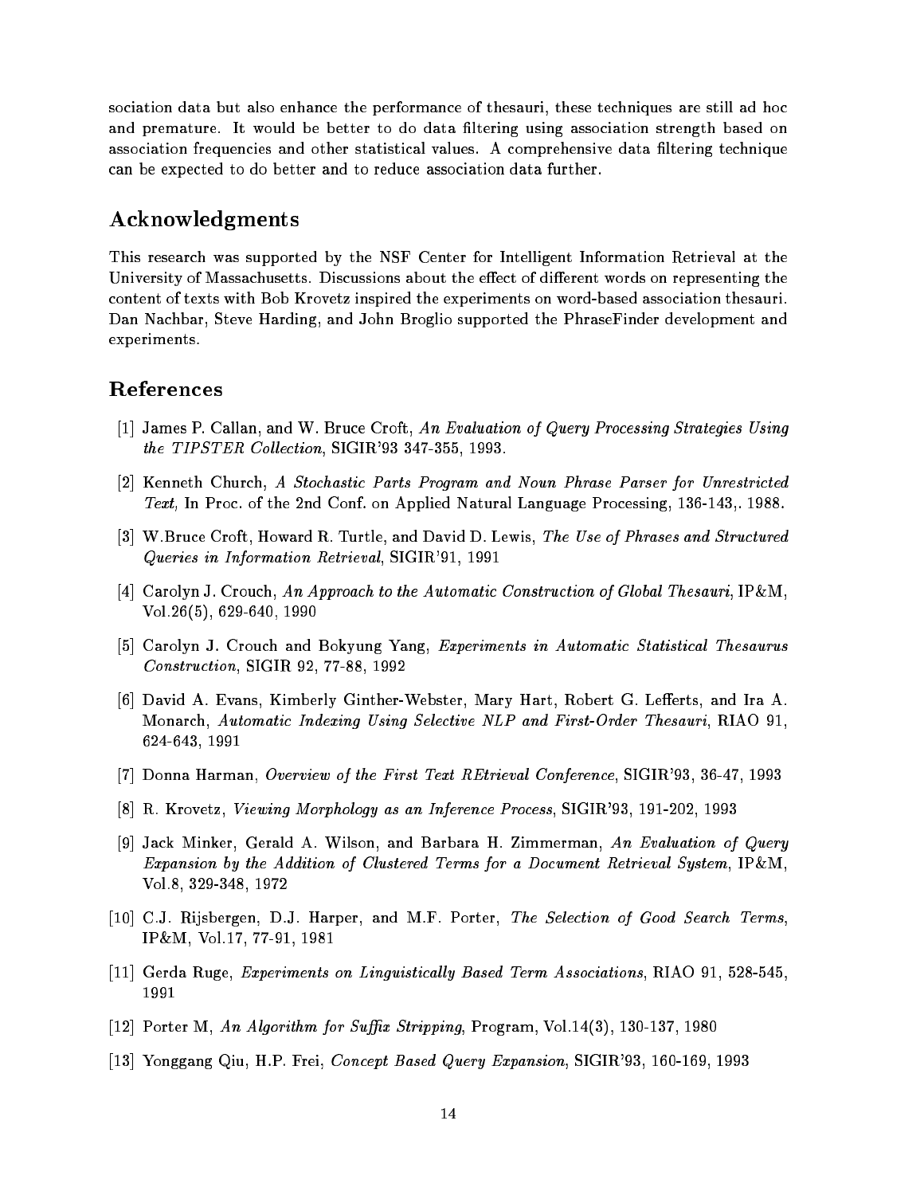sociation data but also enhance the performance of thesauri, these techniques are still ad hoc and premature. It would be better to do data filtering using association strength based on association frequencies and other statistical values. A comprehensive data filtering technique can be expected to do better and to reduce association data further.

## Acknowledgments

This research was supported by the NSF Center for Intelligent Information Retrieval at the University of Massachusetts. Discussions about the effect of different words on representing the content of texts with Bob Krovetz inspired the experiments on word-based association thesauri. Dan Nachbar, Steve Harding, and John Broglio supported the PhraseFinder development and experiments.

## References

[1] James P. Callan, and W. Bruce Croft, *An Evaluation of Query Processing Strategies Using the TIPSTER Collection*, SIGIR'93 347-355, 1993.

[2] Kenneth Church, *A Stochastic Parts Program and Noun Phrase Parser for Unrestricted Text,* In Proc. of the 2nd Conf. on Applied Natural Language Processing, 136-143,. 1988.

[3] W.Bruce Croft, Howard R. Turtle, and David D. Lewis, *The Use of Phrases and Structured Queries in Information Retrieval*, SIGIR'91, 1991

[4] Carolyn J. Crouch, *An Approach to the Automatic Construction of Global Thesauri*, IP&M, Vol.26(5), 629-640, 1990

[5] Carolyn J. Crouch and Bokyung Yang, *Experiments in Automatic Statistical Thesaurus Construction*, SIGIR 92, 77-88, 1992

[6] David A. Evans, Kimberly Ginther-Webster, Mary Hart, Robert G. Lefferts, and Ira A. Monarch, *Automatic Indexing Using Selective NLP and First-Order Thesauri*, RIAO 91, 624-643, 1991

[7] Donna Harman, *Overview of the First Text REtrieval Conference*, SIGIR'93, 36-47, 1993

[8] R. Krovetz, *Viewing Morphology as an Inference Process*, SIGIR'93, 191-202, 1993

[9] Jack Minker, Gerald A. Wilson, and Barbara H. Zimmerman, *An Evaluation of Query Expansion by the Addition of Clustered Terms for a Document Retrieval System*, IP&M, Vol.8, 329-348, 1972

[10] C.J. Rijsbergen, D.J. Harper, and M.F. Porter, *The Selection of Good Search Terms*, IP&M, Vol.17, 77-91, 1981

[11] Gerda Ruge, *Experiments on Linguistically Based Term Associations*, RIAO 91, 528-545, 1991

[12] Porter M, *An Algorithm for Suffix Stripping*, Program, Vol.14(3), 130-137, 1980

[13] Yonggang Qiu, H.P. Frei, *Concept Based Query Expansion*, SIGIR'93, 160-169, 1993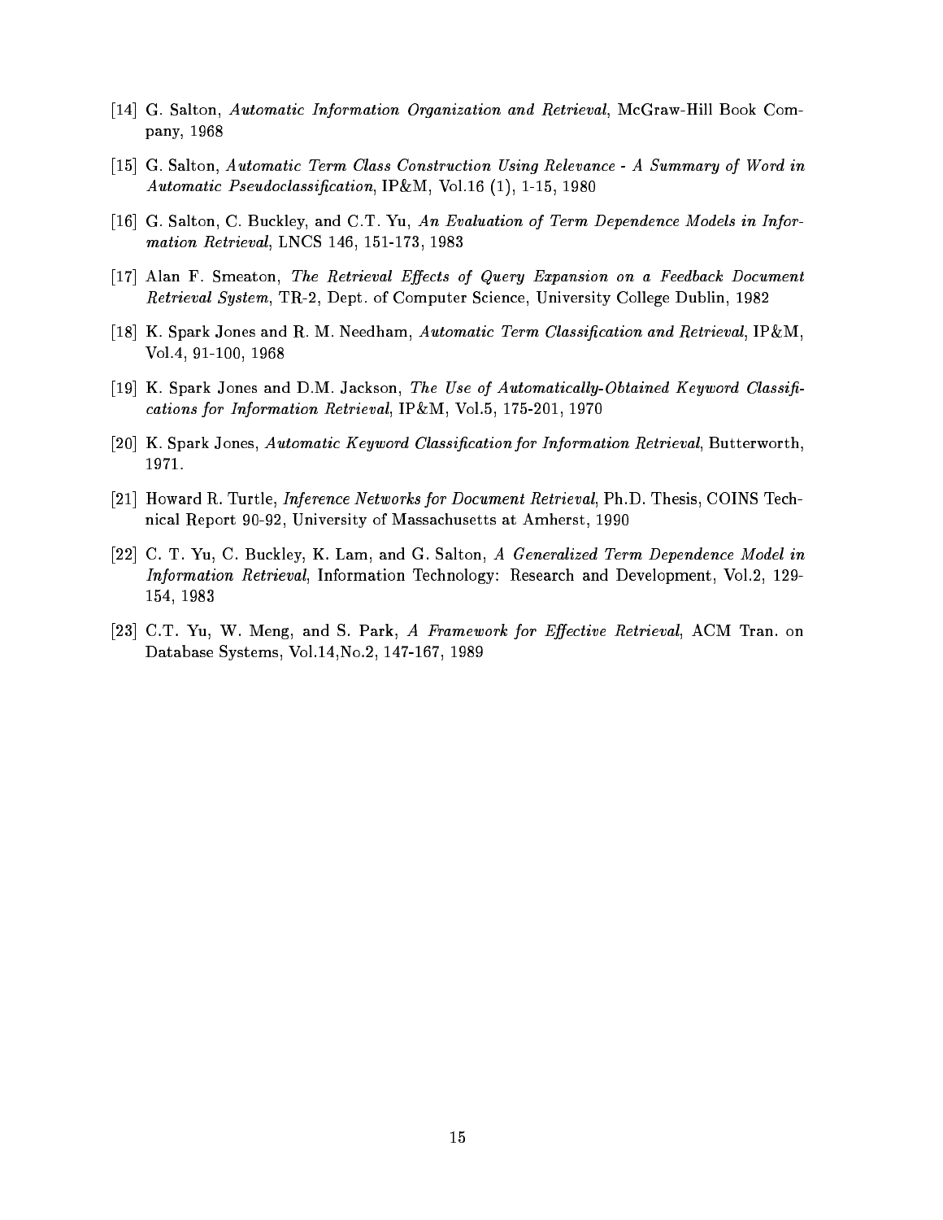[14] G. Salton, *Automatic Information Organization and Retrieval*, McGraw-Hill Book Company, 1968

[15] G. Salton, *Automatic Term Class Construction Using Relevance - A Summary of Word in Automatic Pseudoclassification*, IP&M, Vol.16 (1), 1-15, 1980

[16] G. Salton, C. Buckley, and C.T. Yu, *An Evaluation of Term Dependence Models in Information Retrieval*, LNCS 146, 151-173, 1983

[17] Alan F. Smeaton, *The Retrieval Effects of Query Expansion on a Feedback Document Retrieval System*, TR-2, Dept. of Computer Science, University College Dublin, 1982

[18] K. Spark Jones and R. M. Needham, *Automatic Term Classification and Retrieval*, IP&M, Vol.4, 91-100, 1968

[19] K. Spark Jones and D.M. Jackson, *The Use of Automatically-Obtained Keyword Classifications for Information Retrieval*, IP&M, Vol.5, 175-201, 1970

[20] K. Spark Jones, *Automatic Keyword Classification for Information Retrieval*, Butterworth, 1971.

[21] Howard R. Turtle, *Inference Networks for Document Retrieval*, Ph.D. Thesis, COINS Technical Report 90-92, University of Massachusetts at Amherst, 1990

[22] C. T. Yu, C. Buckley, K. Lam, and G. Salton, *A Generalized Term Dependence Model in Information Retrieval*, Information Technology: Research and Development, Vol.2, 129-154, 1983

[23] C.T. Yu, W. Meng, and S. Park, *A Framework for Effective Retrieval*, ACM Tran. on Database Systems, Vol.14,No.2, 147-167, 1989